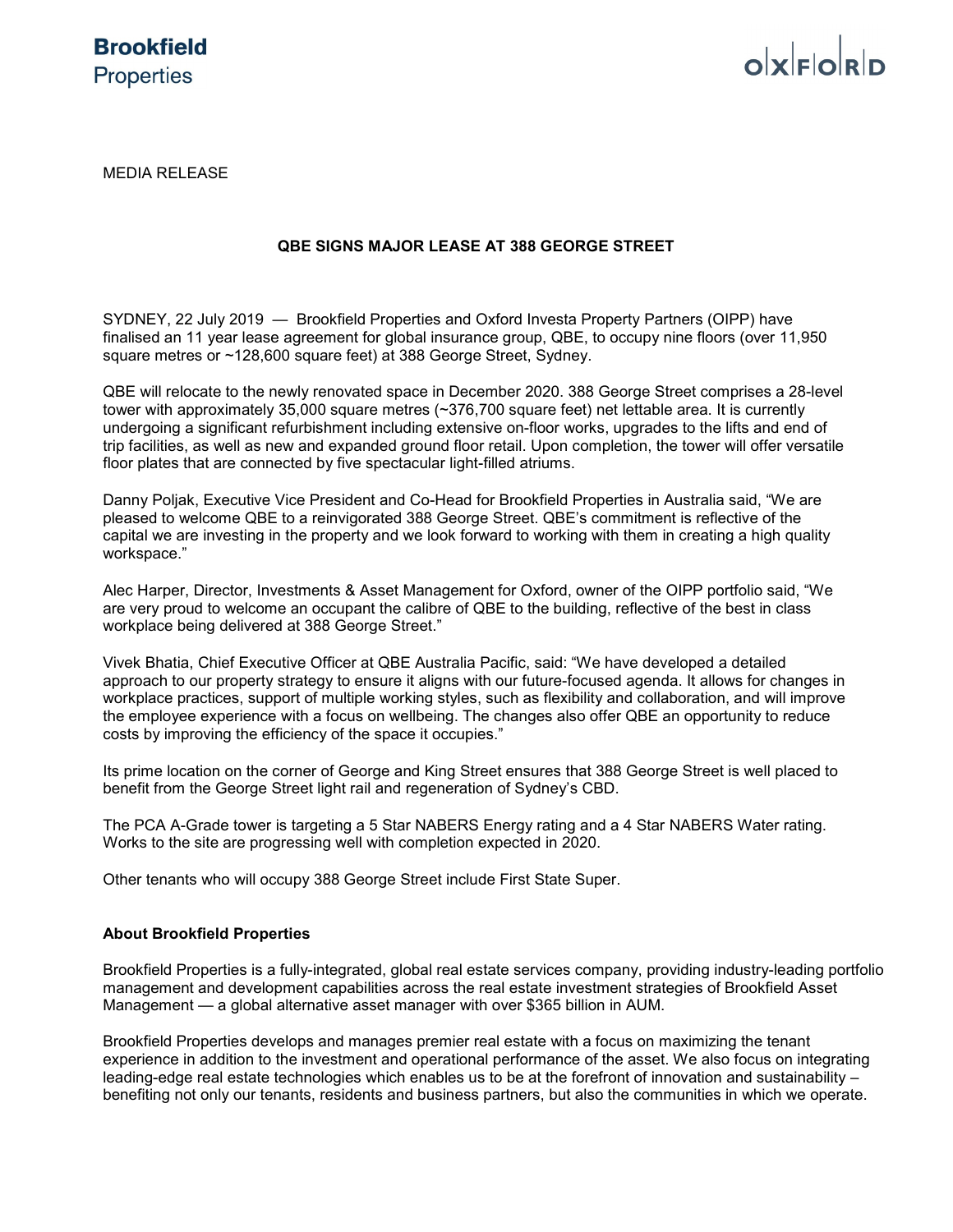Brookfield Properties

OXFORD

MEDIA RELEASE

# QBE SIGNS MAJOR LEASE AT 388 GEORGE STREET

SYDNEY, 22 July 2019 — Brookfield Properties and Oxford Investa Property Partners (OIPP) have finalised an 11 year lease agreement for global insurance group, QBE, to occupy nine floors (over 11,950 square metres or ~128,600 square feet) at 388 George Street, Sydney.

QBE will relocate to the newly renovated space in December 2020. 388 George Street comprises a 28-level tower with approximately 35,000 square metres (~376,700 square feet) net lettable area. It is currently undergoing a significant refurbishment including extensive on-floor works, upgrades to the lifts and end of trip facilities, as well as new and expanded ground floor retail. Upon completion, the tower will offer versatile floor plates that are connected by five spectacular light-filled atriums.

Danny Poljak, Executive Vice President and Co-Head for Brookfield Properties in Australia said, "We are pleased to welcome QBE to a reinvigorated 388 George Street. QBE's commitment is reflective of the capital we are investing in the property and we look forward to working with them in creating a high quality workspace."

Alec Harper, Director, Investments & Asset Management for Oxford, owner of the OIPP portfolio said, "We are very proud to welcome an occupant the calibre of QBE to the building, reflective of the best in class workplace being delivered at 388 George Street."

Vivek Bhatia, Chief Executive Officer at QBE Australia Pacific, said: "We have developed a detailed approach to our property strategy to ensure it aligns with our future-focused agenda. It allows for changes in workplace practices, support of multiple working styles, such as flexibility and collaboration, and will improve the employee experience with a focus on wellbeing. The changes also offer QBE an opportunity to reduce costs by improving the efficiency of the space it occupies."

Its prime location on the corner of George and King Street ensures that 388 George Street is well placed to benefit from the George Street light rail and regeneration of Sydney's CBD.

The PCA A-Grade tower is targeting a 5 Star NABERS Energy rating and a 4 Star NABERS Water rating. Works to the site are progressing well with completion expected in 2020.

Other tenants who will occupy 388 George Street include First State Super.

## About Brookfield Properties

Brookfield Properties is a fully-integrated, global real estate services company, providing industry-leading portfolio management and development capabilities across the real estate investment strategies of Brookfield Asset Management — a global alternative asset manager with over $365 billion in AUM.

Brookfield Properties develops and manages premier real estate with a focus on maximizing the tenant experience in addition to the investment and operational performance of the asset. We also focus on integrating leading-edge real estate technologies which enables us to be at the forefront of innovation and sustainability – benefiting not only our tenants, residents and business partners, but also the communities in which we operate.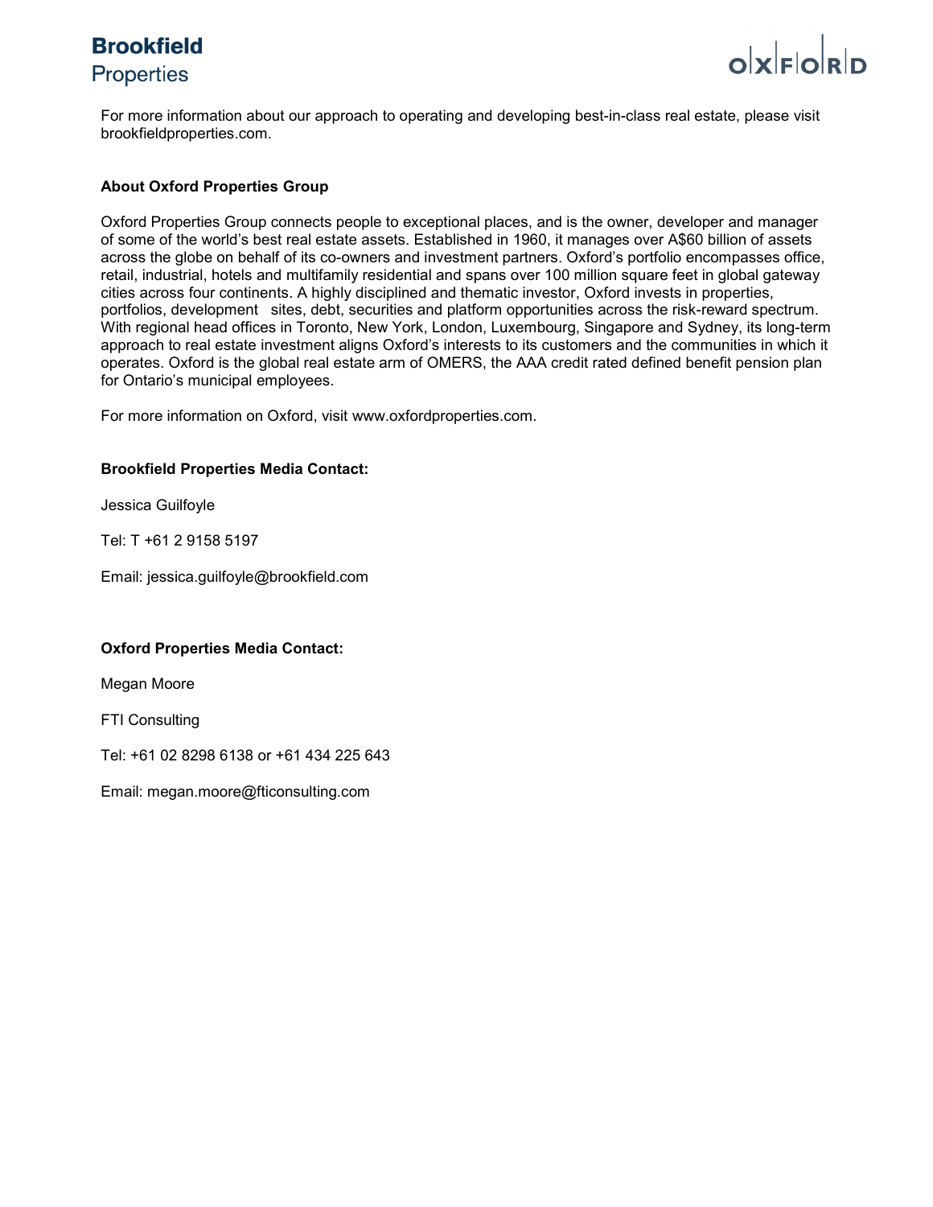For more information about our approach to operating and developing best-in-class real estate, please visit brookfieldproperties.com.

**About Oxford Properties Group**

Oxford Properties Group connects people to exceptional places, and is the owner, developer and manager of some of the world's best real estate assets. Established in 1960, it manages over A$60 billion of assets across the globe on behalf of its co-owners and investment partners. Oxford's portfolio encompasses office, retail, industrial, hotels and multifamily residential and spans over 100 million square feet in global gateway cities across four continents. A highly disciplined and thematic investor, Oxford invests in properties, portfolios, development sites, debt, securities and platform opportunities across the risk-reward spectrum. With regional head offices in Toronto, New York, London, Luxembourg, Singapore and Sydney, its long-term approach to real estate investment aligns Oxford's interests to its customers and the communities in which it operates. Oxford is the global real estate arm of OMERS, the AAA credit rated defined benefit pension plan for Ontario's municipal employees.

For more information on Oxford, visit www.oxfordproperties.com.

**Brookfield Properties Media Contact:**

Jessica Guilfoyle

Tel: T +61 2 9158 5197

Email: jessica.guilfoyle@brookfield.com

**Oxford Properties Media Contact:**

Megan Moore

FTI Consulting

Tel: +61 02 8298 6138 or +61 434 225 643

Email: megan.moore@fticonsulting.com